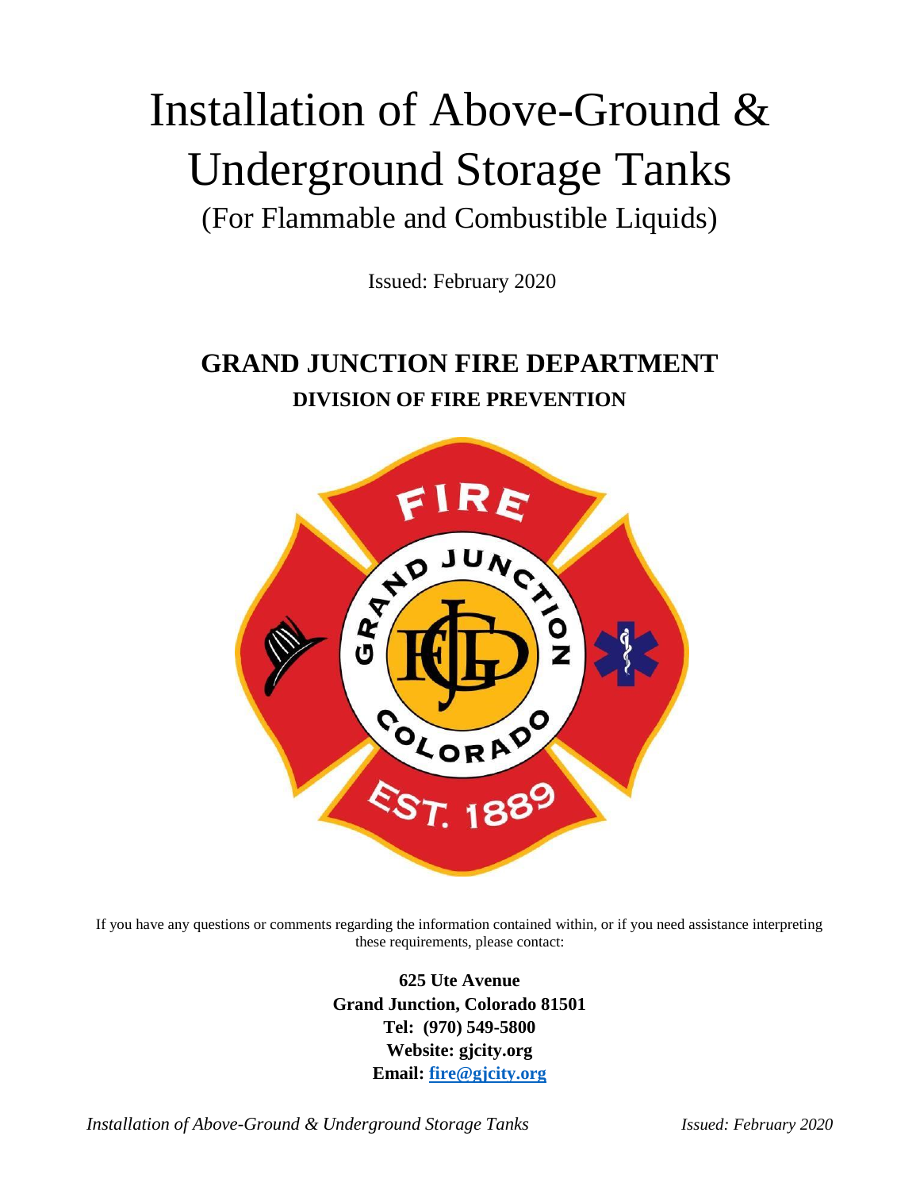# Installation of Above-Ground & Underground Storage Tanks

(For Flammable and Combustible Liquids)

Issued: February 2020

## GRAND JUNCTION FIRE DEPARTMENT

### DIVISION OF FIRE PREVENTION

If you have any questions or comments regarding the information contained within, or if you need assistance interpreting these requirements, please contact:

**625 Ute Avenue**
**Grand Junction, Colorado 81501**
**Tel: (970) 549-5800**
**Website: gjcity.org**
**Email: fire@gjcity.org**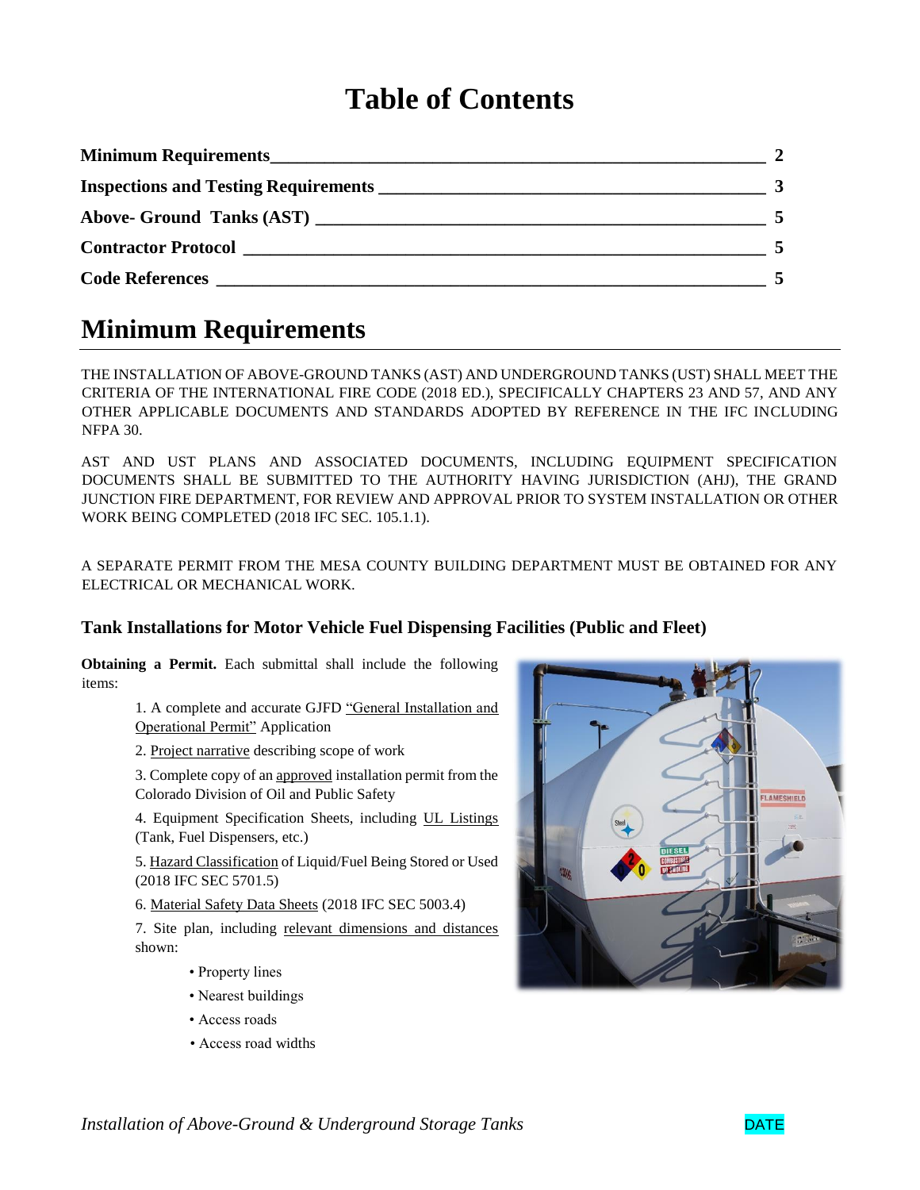# Table of Contents

| | |
|---|---|
| **Minimum Requirements** | **2** |
| **Inspections and Testing Requirements** | **3** |
| **Above- Ground Tanks (AST)** | **5** |
| **Contractor Protocol** | **5** |
| **Code References** | **5** |

# Minimum Requirements

THE INSTALLATION OF ABOVE-GROUND TANKS (AST) AND UNDERGROUND TANKS (UST) SHALL MEET THE CRITERIA OF THE INTERNATIONAL FIRE CODE (2018 ED.), SPECIFICALLY CHAPTERS 23 AND 57, AND ANY OTHER APPLICABLE DOCUMENTS AND STANDARDS ADOPTED BY REFERENCE IN THE IFC INCLUDING NFPA 30.

AST AND UST PLANS AND ASSOCIATED DOCUMENTS, INCLUDING EQUIPMENT SPECIFICATION DOCUMENTS SHALL BE SUBMITTED TO THE AUTHORITY HAVING JURISDICTION (AHJ), THE GRAND JUNCTION FIRE DEPARTMENT, FOR REVIEW AND APPROVAL PRIOR TO SYSTEM INSTALLATION OR OTHER WORK BEING COMPLETED (2018 IFC SEC. 105.1.1).

A SEPARATE PERMIT FROM THE MESA COUNTY BUILDING DEPARTMENT MUST BE OBTAINED FOR ANY ELECTRICAL OR MECHANICAL WORK.

### Tank Installations for Motor Vehicle Fuel Dispensing Facilities (Public and Fleet)

**Obtaining a Permit.** Each submittal shall include the following items:

1. A complete and accurate GJFD "General Installation and Operational Permit" Application
2. Project narrative describing scope of work
3. Complete copy of an approved installation permit from the Colorado Division of Oil and Public Safety
4. Equipment Specification Sheets, including UL Listings (Tank, Fuel Dispensers, etc.)
5. Hazard Classification of Liquid/Fuel Being Stored or Used (2018 IFC SEC 5701.5)
6. Material Safety Data Sheets (2018 IFC SEC 5003.4)
7. Site plan, including relevant dimensions and distances shown:
   - Property lines
   - Nearest buildings
   - Access roads
   - Access road widths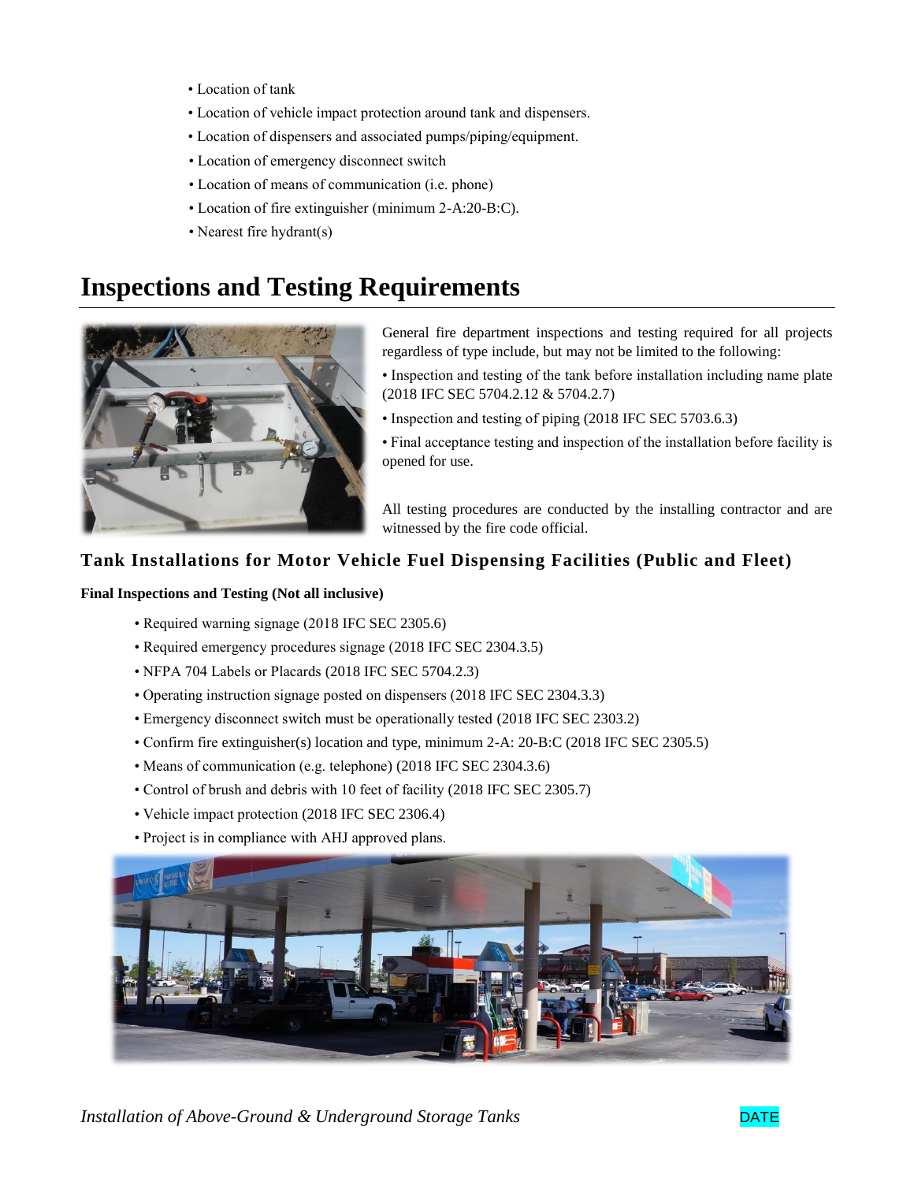- Location of tank
- Location of vehicle impact protection around tank and dispensers.
- Location of dispensers and associated pumps/piping/equipment.
- Location of emergency disconnect switch
- Location of means of communication (i.e. phone)
- Location of fire extinguisher (minimum 2-A:20-B:C).
- Nearest fire hydrant(s)

# Inspections and Testing Requirements

General fire department inspections and testing required for all projects regardless of type include, but may not be limited to the following:

- Inspection and testing of the tank before installation including name plate (2018 IFC SEC 5704.2.12 & 5704.2.7)
- Inspection and testing of piping (2018 IFC SEC 5703.6.3)
- Final acceptance testing and inspection of the installation before facility is opened for use.

All testing procedures are conducted by the installing contractor and are witnessed by the fire code official.

## Tank Installations for Motor Vehicle Fuel Dispensing Facilities (Public and Fleet)

**Final Inspections and Testing (Not all inclusive)**

- Required warning signage (2018 IFC SEC 2305.6)
- Required emergency procedures signage (2018 IFC SEC 2304.3.5)
- NFPA 704 Labels or Placards (2018 IFC SEC 5704.2.3)
- Operating instruction signage posted on dispensers (2018 IFC SEC 2304.3.3)
- Emergency disconnect switch must be operationally tested (2018 IFC SEC 2303.2)
- Confirm fire extinguisher(s) location and type, minimum 2-A: 20-B:C (2018 IFC SEC 2305.5)
- Means of communication (e.g. telephone) (2018 IFC SEC 2304.3.6)
- Control of brush and debris with 10 feet of facility (2018 IFC SEC 2305.7)
- Vehicle impact protection (2018 IFC SEC 2306.4)
- Project is in compliance with AHJ approved plans.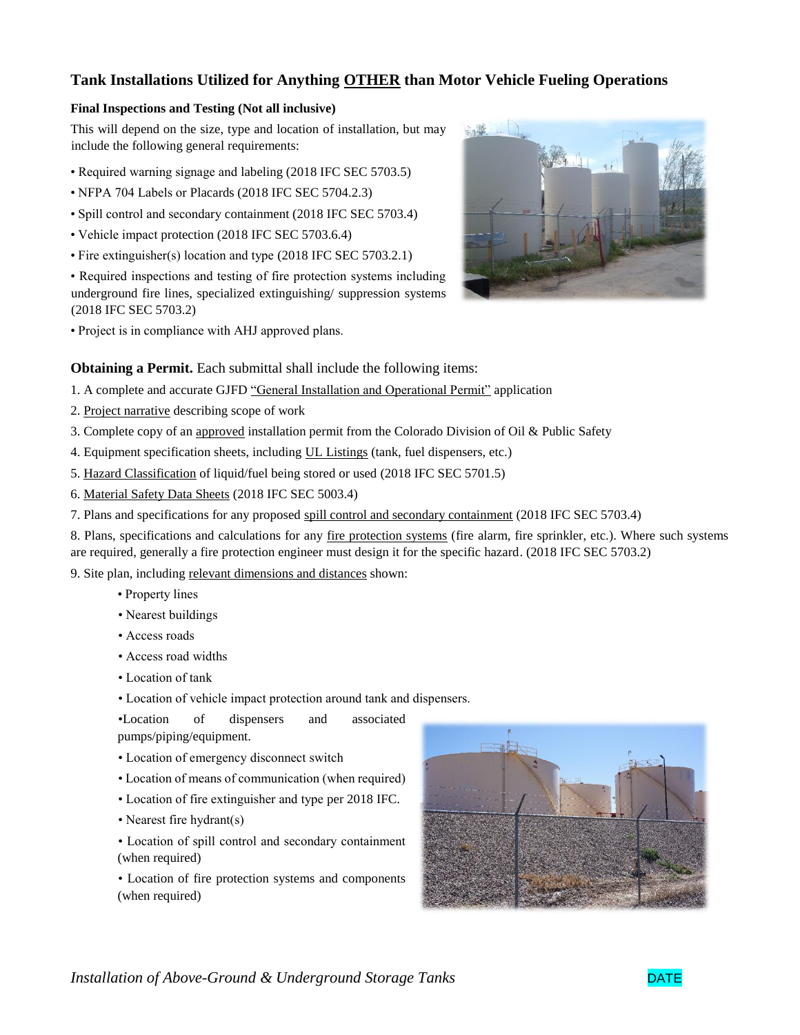## Tank Installations Utilized for Anything OTHER than Motor Vehicle Fueling Operations

**Final Inspections and Testing (Not all inclusive)**

This will depend on the size, type and location of installation, but may include the following general requirements:

- Required warning signage and labeling (2018 IFC SEC 5703.5)
- NFPA 704 Labels or Placards (2018 IFC SEC 5704.2.3)
- Spill control and secondary containment (2018 IFC SEC 5703.4)
- Vehicle impact protection (2018 IFC SEC 5703.6.4)
- Fire extinguisher(s) location and type (2018 IFC SEC 5703.2.1)
- Required inspections and testing of fire protection systems including underground fire lines, specialized extinguishing/ suppression systems (2018 IFC SEC 5703.2)
- Project is in compliance with AHJ approved plans.

**Obtaining a Permit.** Each submittal shall include the following items:

1. A complete and accurate GJFD "General Installation and Operational Permit" application
2. Project narrative describing scope of work
3. Complete copy of an approved installation permit from the Colorado Division of Oil & Public Safety
4. Equipment specification sheets, including UL Listings (tank, fuel dispensers, etc.)
5. Hazard Classification of liquid/fuel being stored or used (2018 IFC SEC 5701.5)
6. Material Safety Data Sheets (2018 IFC SEC 5003.4)
7. Plans and specifications for any proposed spill control and secondary containment (2018 IFC SEC 5703.4)
8. Plans, specifications and calculations for any fire protection systems (fire alarm, fire sprinkler, etc.). Where such systems are required, generally a fire protection engineer must design it for the specific hazard. (2018 IFC SEC 5703.2)
9. Site plan, including relevant dimensions and distances shown:
   - Property lines
   - Nearest buildings
   - Access roads
   - Access road widths
   - Location of tank
   - Location of vehicle impact protection around tank and dispensers.
   - Location of dispensers and associated pumps/piping/equipment.
   - Location of emergency disconnect switch
   - Location of means of communication (when required)
   - Location of fire extinguisher and type per 2018 IFC.
   - Nearest fire hydrant(s)
   - Location of spill control and secondary containment (when required)
   - Location of fire protection systems and components (when required)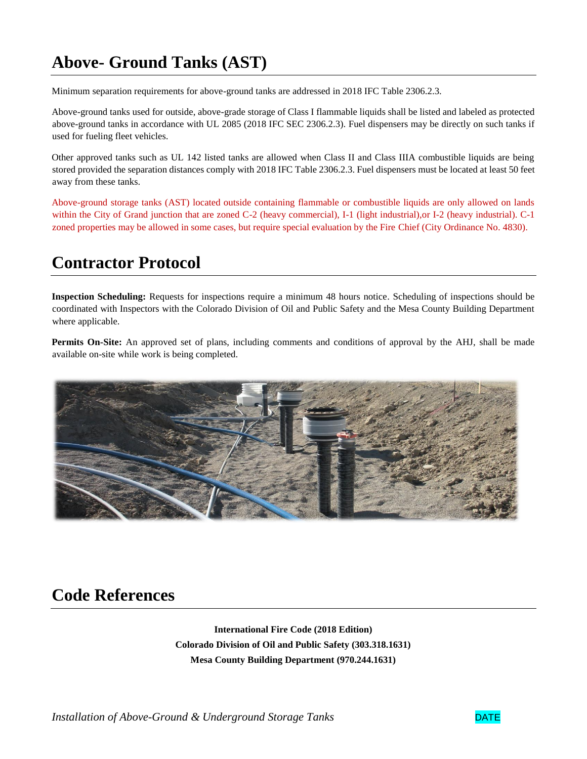# Above- Ground Tanks (AST)

Minimum separation requirements for above-ground tanks are addressed in 2018 IFC Table 2306.2.3.

Above-ground tanks used for outside, above-grade storage of Class I flammable liquids shall be listed and labeled as protected above-ground tanks in accordance with UL 2085 (2018 IFC SEC 2306.2.3). Fuel dispensers may be directly on such tanks if used for fueling fleet vehicles.

Other approved tanks such as UL 142 listed tanks are allowed when Class II and Class IIIA combustible liquids are being stored provided the separation distances comply with 2018 IFC Table 2306.2.3. Fuel dispensers must be located at least 50 feet away from these tanks.

Above-ground storage tanks (AST) located outside containing flammable or combustible liquids are only allowed on lands within the City of Grand junction that are zoned C-2 (heavy commercial), I-1 (light industrial),or I-2 (heavy industrial). C-1 zoned properties may be allowed in some cases, but require special evaluation by the Fire Chief (City Ordinance No. 4830).

# Contractor Protocol

**Inspection Scheduling:** Requests for inspections require a minimum 48 hours notice. Scheduling of inspections should be coordinated with Inspectors with the Colorado Division of Oil and Public Safety and the Mesa County Building Department where applicable.

**Permits On-Site:** An approved set of plans, including comments and conditions of approval by the AHJ, shall be made available on-site while work is being completed.

# Code References

**International Fire Code (2018 Edition)**

**Colorado Division of Oil and Public Safety (303.318.1631)**

**Mesa County Building Department (970.244.1631)**